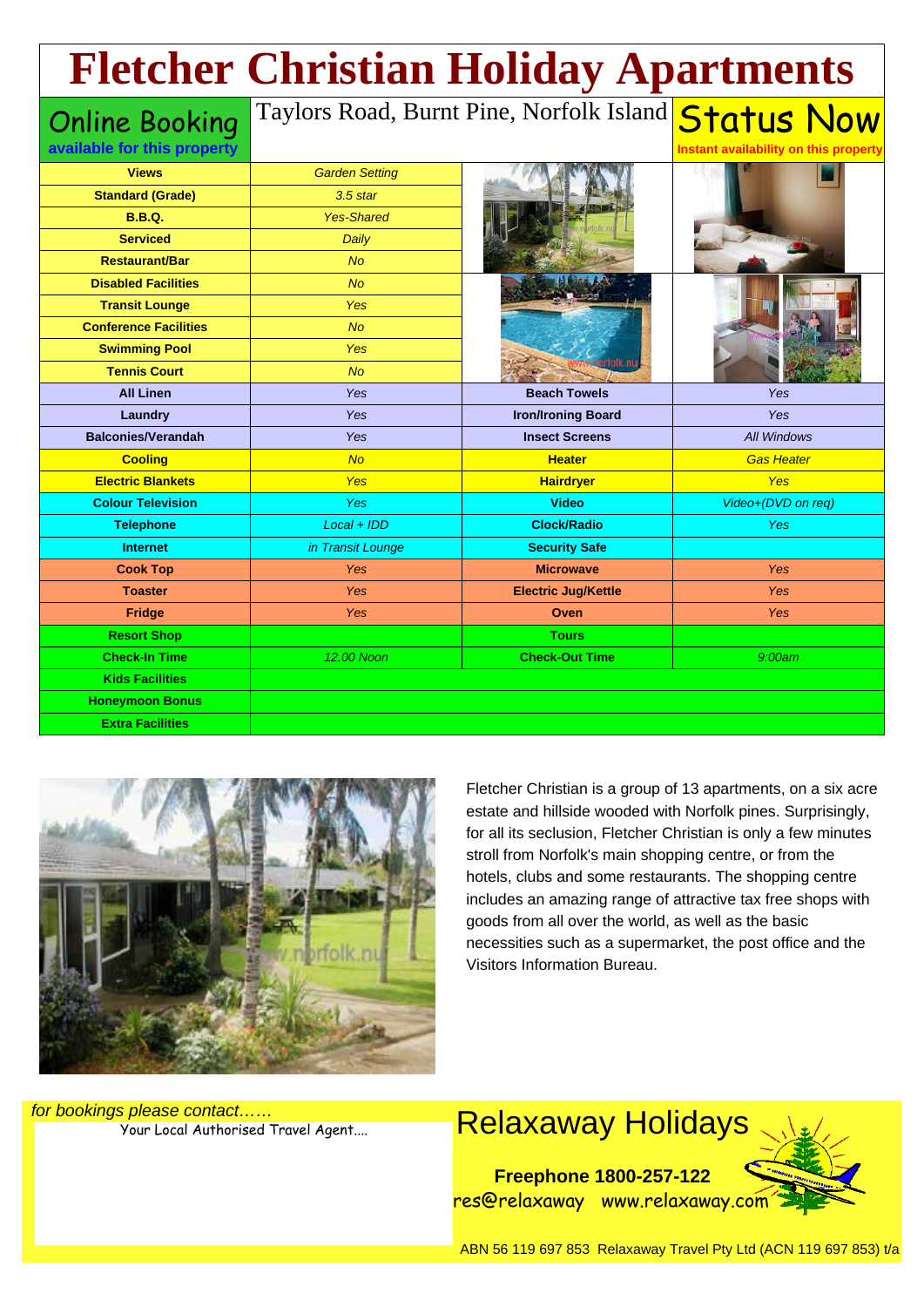# Fletcher Christian Holiday Apartments

**Online Booking**
**available for this property**

Taylors Road, Burnt Pine, Norfolk Island

**Status Now**
**Instant availability on this property**

| | | | |
|---|---|---|---|
| **Views** | *Garden Setting* | | |
| **Standard (Grade)** | *3.5 star* | | |
| **B.B.Q.** | *Yes-Shared* | | |
| **Serviced** | *Daily* | | |
| **Restaurant/Bar** | *No* | | |
| **Disabled Facilities** | *No* | | |
| **Transit Lounge** | *Yes* | | |
| **Conference Facilities** | *No* | | |
| **Swimming Pool** | *Yes* | | |
| **Tennis Court** | *No* | | |
| **All Linen** | *Yes* | **Beach Towels** | *Yes* |
| **Laundry** | *Yes* | **Iron/Ironing Board** | *Yes* |
| **Balconies/Verandah** | *Yes* | **Insect Screens** | *All Windows* |
| **Cooling** | *No* | **Heater** | *Gas Heater* |
| **Electric Blankets** | *Yes* | **Hairdryer** | *Yes* |
| **Colour Television** | *Yes* | **Video** | *Video+(DVD on req)* |
| **Telephone** | *Local + IDD* | **Clock/Radio** | *Yes* |
| **Internet** | *in Transit Lounge* | **Security Safe** | |
| **Cook Top** | *Yes* | **Microwave** | *Yes* |
| **Toaster** | *Yes* | **Electric Jug/Kettle** | *Yes* |
| **Fridge** | *Yes* | **Oven** | *Yes* |
| **Resort Shop** | | **Tours** | |
| **Check-In Time** | *12.00 Noon* | **Check-Out Time** | *9:00am* |
| **Kids Facilities** | | | |
| **Honeymoon Bonus** | | | |
| **Extra Facilities** | | | |

Fletcher Christian is a group of 13 apartments, on a six acre estate and hillside wooded with Norfolk pines. Surprisingly, for all its seclusion, Fletcher Christian is only a few minutes stroll from Norfolk's main shopping centre, or from the hotels, clubs and some restaurants. The shopping centre includes an amazing range of attractive tax free shops with goods from all over the world, as well as the basic necessities such as a supermarket, the post office and the Visitors Information Bureau.

*for bookings please contact……*

Your Local Authorised Travel Agent....

## Relaxaway Holidays

**Freephone 1800-257-122**

res@relaxaway www.relaxaway.com

ABN 56 119 697 853 Relaxaway Travel Pty Ltd (ACN 119 697 853) t/a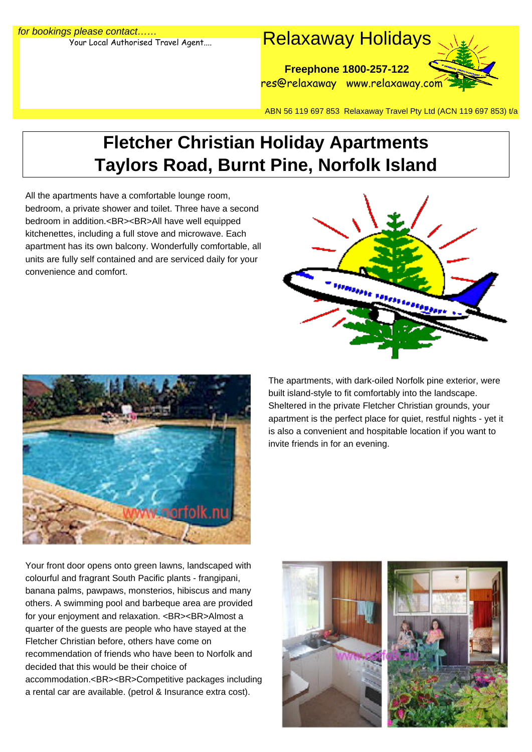*for bookings please contact……*

Your Local Authorised Travel Agent....

Relaxaway Holidays

**Freephone 1800-257-122**

res@relaxaway www.relaxaway.com

ABN 56 119 697 853 Relaxaway Travel Pty Ltd (ACN 119 697 853) t/a

# Fletcher Christian Holiday Apartments
# Taylors Road, Burnt Pine, Norfolk Island

All the apartments have a comfortable lounge room, bedroom, a private shower and toilet. Three have a second bedroom in addition.<BR><BR>All have well equipped kitchenettes, including a full stove and microwave. Each apartment has its own balcony. Wonderfully comfortable, all units are fully self contained and are serviced daily for your convenience and comfort.

The apartments, with dark-oiled Norfolk pine exterior, were built island-style to fit comfortably into the landscape. Sheltered in the private Fletcher Christian grounds, your apartment is the perfect place for quiet, restful nights - yet it is also a convenient and hospitable location if you want to invite friends in for an evening.

Your front door opens onto green lawns, landscaped with colourful and fragrant South Pacific plants - frangipani, banana palms, pawpaws, monsterios, hibiscus and many others. A swimming pool and barbeque area are provided for your enjoyment and relaxation. <BR><BR>Almost a quarter of the guests are people who have stayed at the Fletcher Christian before, others have come on recommendation of friends who have been to Norfolk and decided that this would be their choice of accommodation.<BR><BR>Competitive packages including a rental car are available. (petrol & Insurance extra cost).